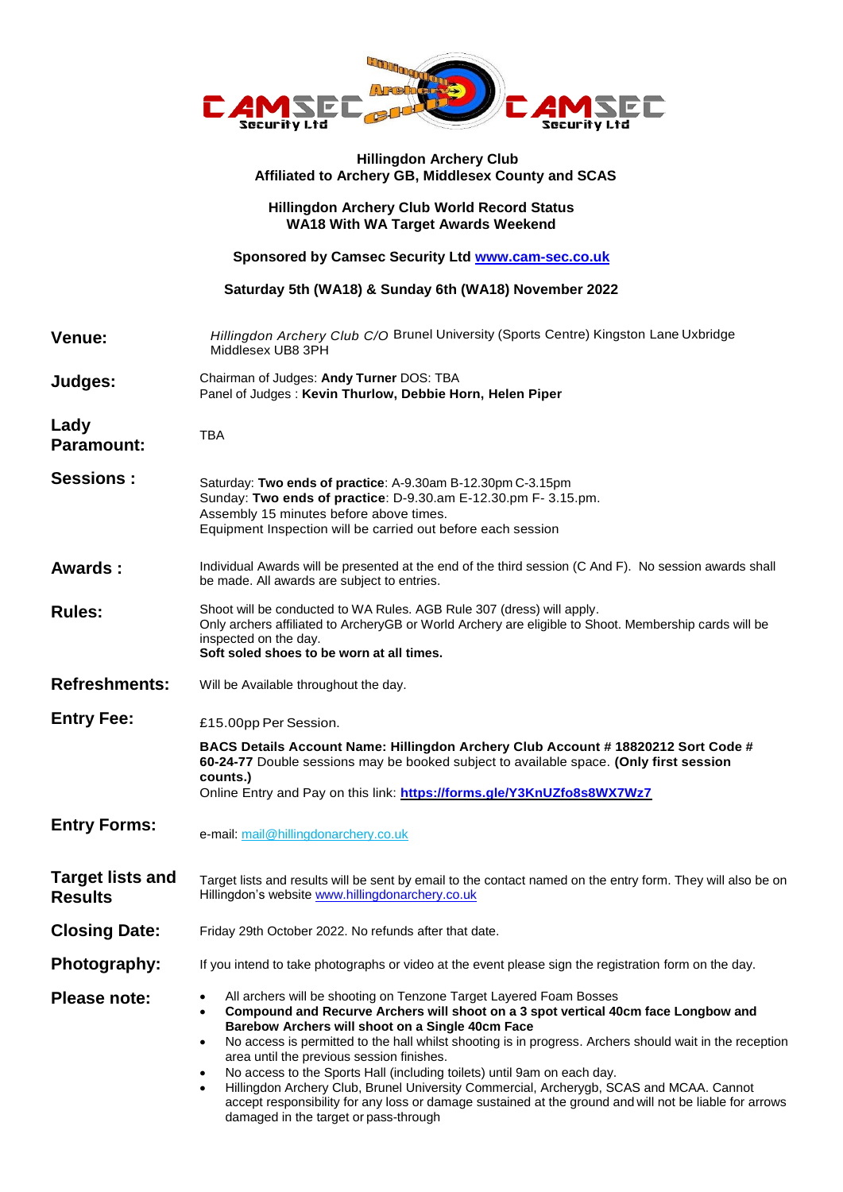**Hillingdon Archery Club**
**Affiliated to Archery GB, Middlesex County and SCAS**

**Hillingdon Archery Club World Record Status**
**WA18 With WA Target Awards Weekend**

**Sponsored by Camsec Security Ltd [www.cam-sec.co.uk](http://www.cam-sec.co.uk)**

**Saturday 5th (WA18) & Sunday 6th (WA18) November 2022**

| | |
|---|---|
| **Venue:** | *Hillingdon Archery Club C/O* Brunel University (Sports Centre) Kingston Lane Uxbridge Middlesex UB8 3PH |
| **Judges:** | Chairman of Judges: **Andy Turner** DOS: TBA<br>Panel of Judges : **Kevin Thurlow, Debbie Horn, Helen Piper** |
| **Lady Paramount:** | TBA |
| **Sessions :** | Saturday: **Two ends of practice**: A-9.30am B-12.30pm C-3.15pm<br>Sunday: **Two ends of practice**: D-9.30.am E-12.30.pm F- 3.15.pm.<br>Assembly 15 minutes before above times.<br>Equipment Inspection will be carried out before each session |
| **Awards :** | Individual Awards will be presented at the end of the third session (C And F). No session awards shall be made. All awards are subject to entries. |
| **Rules:** | Shoot will be conducted to WA Rules. AGB Rule 307 (dress) will apply.<br>Only archers affiliated to ArcheryGB or World Archery are eligible to Shoot. Membership cards will be inspected on the day.<br>**Soft soled shoes to be worn at all times.** |
| **Refreshments:** | Will be Available throughout the day. |
| **Entry Fee:** | £15.00pp Per Session.<br>**BACS Details Account Name: Hillingdon Archery Club Account # 18820212 Sort Code # 60-24-77** Double sessions may be booked subject to available space. **(Only first session counts.)**<br>Online Entry and Pay on this link: **[https://forms.gle/Y3KnUZfo8s8WX7Wz7](https://forms.gle/Y3KnUZfo8s8WX7Wz7)** |
| **Entry Forms:** | e-mail: [mail@hillingdonarchery.co.uk](mailto:mail@hillingdonarchery.co.uk) |
| **Target lists and Results** | Target lists and results will be sent by email to the contact named on the entry form. They will also be on Hillingdon's website [www.hillingdonarchery.co.uk](http://www.hillingdonarchery.co.uk) |
| **Closing Date:** | Friday 29th October 2022. No refunds after that date. |
| **Photography:** | If you intend to take photographs or video at the event please sign the registration form on the day. |

**Please note:**

- All archers will be shooting on Tenzone Target Layered Foam Bosses
- **Compound and Recurve Archers will shoot on a 3 spot vertical 40cm face Longbow and Barebow Archers will shoot on a Single 40cm Face**
- No access is permitted to the hall whilst shooting is in progress. Archers should wait in the reception area until the previous session finishes.
- No access to the Sports Hall (including toilets) until 9am on each day.
- Hillingdon Archery Club, Brunel University Commercial, Archerygb, SCAS and MCAA. Cannot accept responsibility for any loss or damage sustained at the ground and will not be liable for arrows damaged in the target or pass-through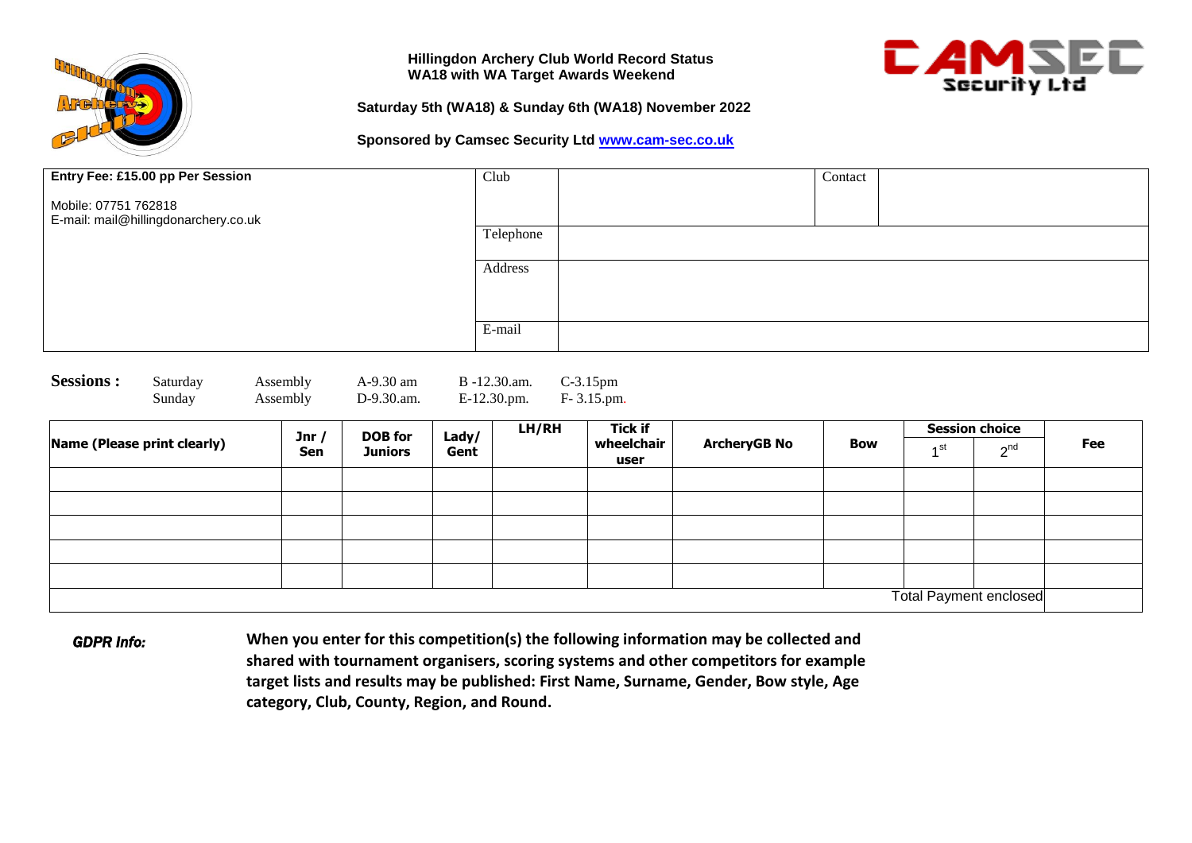**Hillingdon Archery Club World Record Status**
**WA18 with WA Target Awards Weekend**

**Saturday 5th (WA18) & Sunday 6th (WA18) November 2022**

**Sponsored by Camsec Security Ltd www.cam-sec.co.uk**

| | | | | |
|---|---|---|---|---|
| **Entry Fee: £15.00 pp Per Session**<br><br>Mobile: 07751 762818<br>E-mail: mail@hillingdonarchery.co.uk | Club | | Contact | |
| | Telephone | | | |
| | Address | | | |
| | E-mail | | | |

| | | | | | |
|---|---|---|---|---|---|
| **Sessions :** | Saturday | Assembly | A-9.30 am | B -12.30.am. | C-3.15pm |
| | Sunday | Assembly | D-9.30.am. | E-12.30.pm. | F- 3.15.pm. |

| Name (Please print clearly) | Jnr / Sen | DOB for Juniors | Lady/ Gent | LH/RH | Tick if wheelchair user | ArcheryGB No | Bow | Session choice | | Fee |
|---|---|---|---|---|---|---|---|---|---|---|
| | | | | | | | | 1st | 2nd | |
| | | | | | | | | | | |
| | | | | | | | | | | |
| | | | | | | | | | | |
| | | | | | | | | | | |
| | | | | | | | | | | |
| | | | | | | | | | Total Payment enclosed | |

***GDPR Info:*** **When you enter for this competition(s) the following information may be collected and shared with tournament organisers, scoring systems and other competitors for example target lists and results may be published: First Name, Surname, Gender, Bow style, Age category, Club, County, Region, and Round.**